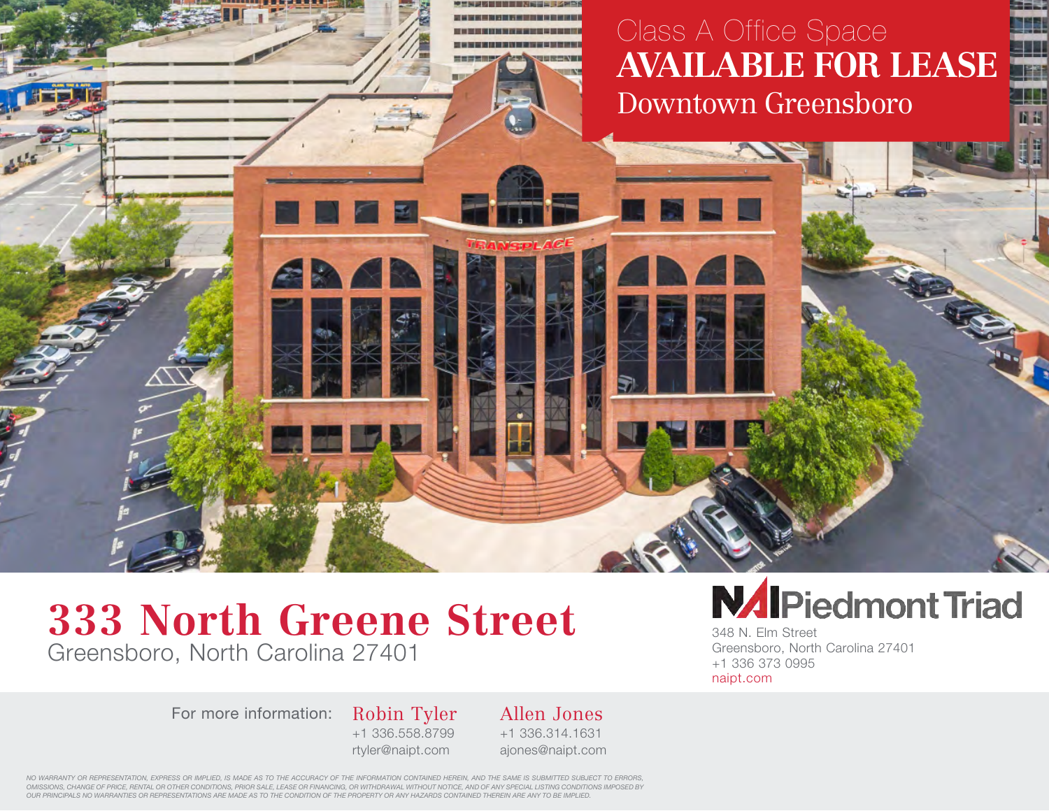Class A Office Space
# AVAILABLE FOR LEASE
Downtown Greensboro

# 333 North Greene Street
Greensboro, North Carolina 27401

**NAI Piedmont Triad**
348 N. Elm Street
Greensboro, North Carolina 27401
+1 336 373 0995
naipt.com

For more information:

**Robin Tyler**
+1 336.558.8799
rtyler@naipt.com

**Allen Jones**
+1 336.314.1631
ajones@naipt.com

*NO WARRANTY OR REPRESENTATION, EXPRESS OR IMPLIED, IS MADE AS TO THE ACCURACY OF THE INFORMATION CONTAINED HEREIN, AND THE SAME IS SUBMITTED SUBJECT TO ERRORS, OMISSIONS, CHANGE OF PRICE, RENTAL OR OTHER CONDITIONS, PRIOR SALE, LEASE OR FINANCING, OR WITHDRAWAL WITHOUT NOTICE, AND OF ANY SPECIAL LISTING CONDITIONS IMPOSED BY OUR PRINCIPALS NO WARRANTIES OR REPRESENTATIONS ARE MADE AS TO THE CONDITION OF THE PROPERTY OR ANY HAZARDS CONTAINED THEREIN ARE ANY TO BE IMPLIED.*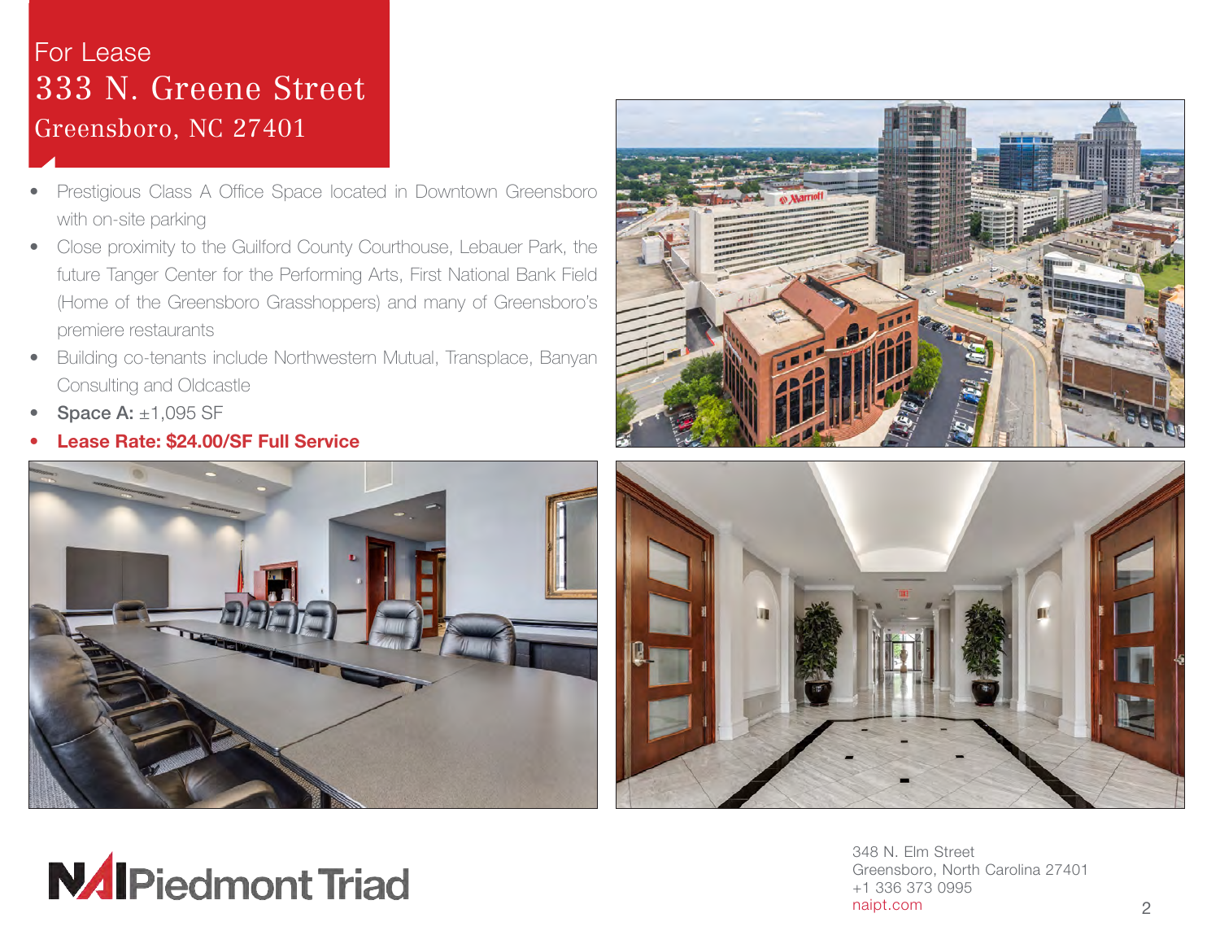For Lease

# 333 N. Greene Street

## Greensboro, NC 27401

- Prestigious Class A Office Space located in Downtown Greensboro with on-site parking
- Close proximity to the Guilford County Courthouse, Lebauer Park, the future Tanger Center for the Performing Arts, First National Bank Field (Home of the Greensboro Grasshoppers) and many of Greensboro's premiere restaurants
- Building co-tenants include Northwestern Mutual, Transplace, Banyan Consulting and Oldcastle
- **Space A:** ±1,095 SF
- **Lease Rate: $24.00/SF Full Service**

NAI Piedmont Triad

348 N. Elm Street
Greensboro, North Carolina 27401
+1 336 373 0995
naipt.com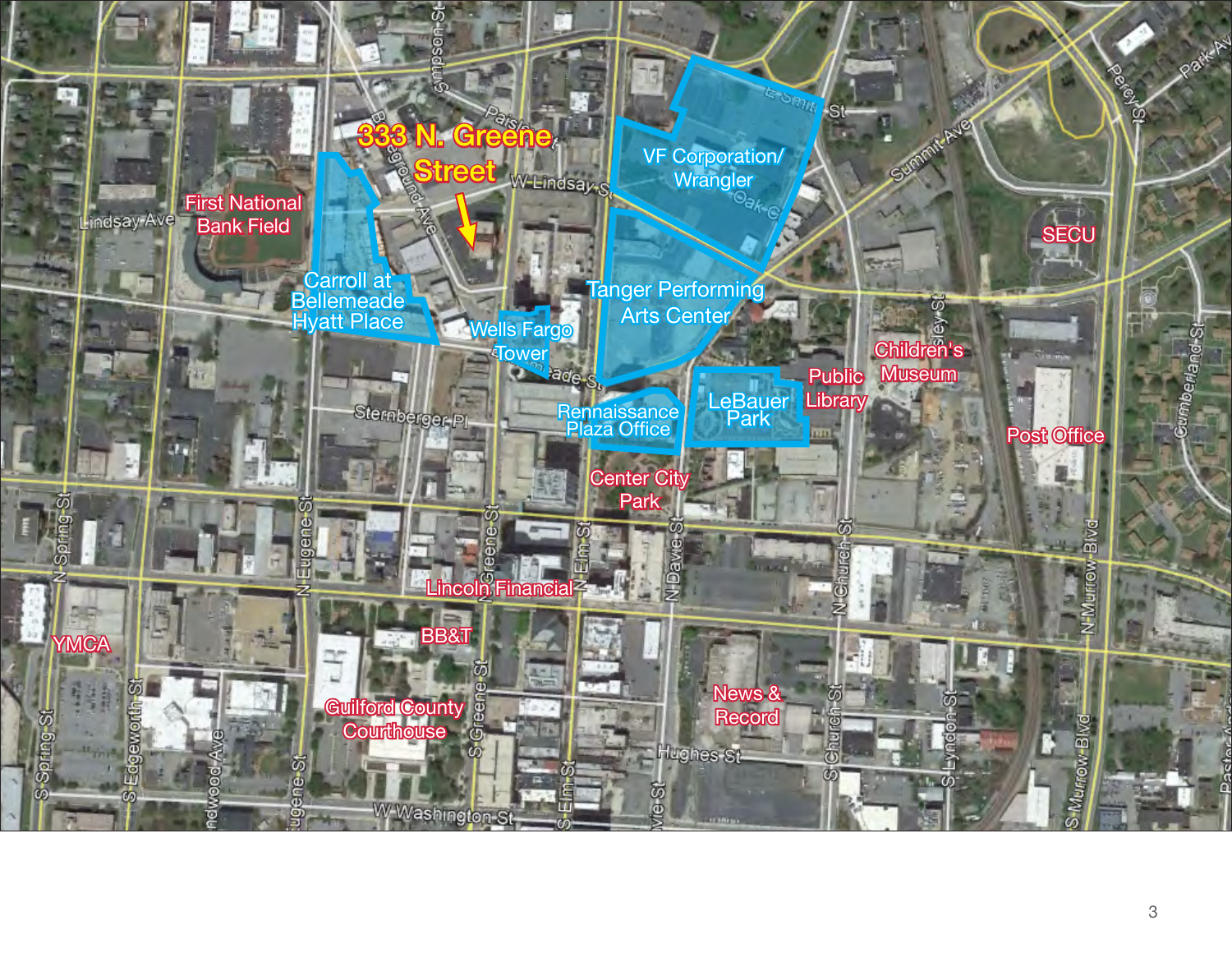333 N. Greene Street

First National Bank Field

Carroll at Bellemeade Hyatt Place

Wells Fargo Tower

VF Corporation/ Wrangler

Tanger Performing Arts Center

Rennaissance Plaza Office

LeBauer Park

Public Library

Children's Museum

SECU

Post Office

Center City Park

Lincoln Financial

BB&T

YMCA

Guilford County Courthouse

News & Record